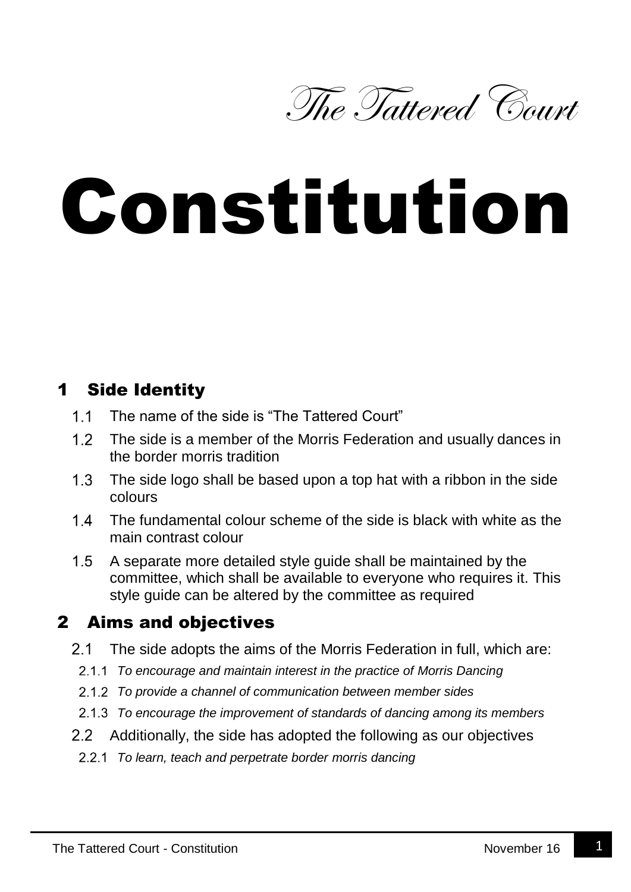The Tattered Court

# Constitution

## 1 Side Identity

1.1 The name of the side is "The Tattered Court"

1.2 The side is a member of the Morris Federation and usually dances in the border morris tradition

1.3 The side logo shall be based upon a top hat with a ribbon in the side colours

1.4 The fundamental colour scheme of the side is black with white as the main contrast colour

1.5 A separate more detailed style guide shall be maintained by the committee, which shall be available to everyone who requires it. This style guide can be altered by the committee as required

## 2 Aims and objectives

2.1 The side adopts the aims of the Morris Federation in full, which are:

2.1.1 *To encourage and maintain interest in the practice of Morris Dancing*

2.1.2 *To provide a channel of communication between member sides*

2.1.3 *To encourage the improvement of standards of dancing among its members*

2.2 Additionally, the side has adopted the following as our objectives

2.2.1 *To learn, teach and perpetrate border morris dancing*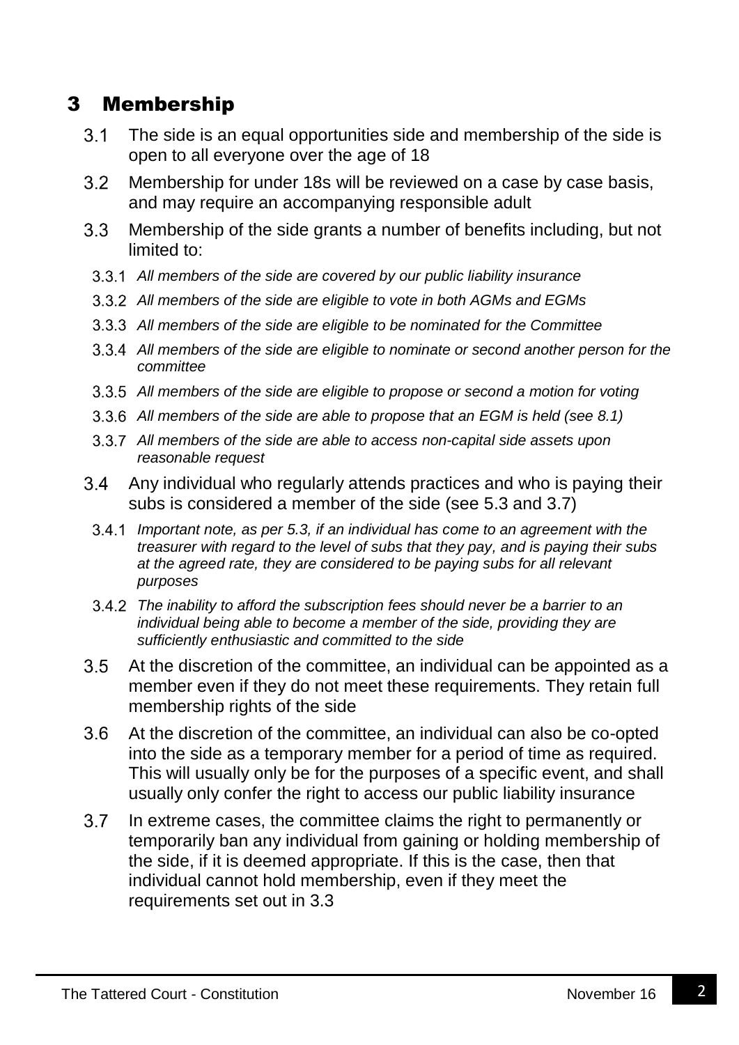# 3 Membership

3.1 The side is an equal opportunities side and membership of the side is open to all everyone over the age of 18

3.2 Membership for under 18s will be reviewed on a case by case basis, and may require an accompanying responsible adult

3.3 Membership of the side grants a number of benefits including, but not limited to:

3.3.1 *All members of the side are covered by our public liability insurance*

3.3.2 *All members of the side are eligible to vote in both AGMs and EGMs*

3.3.3 *All members of the side are eligible to be nominated for the Committee*

3.3.4 *All members of the side are eligible to nominate or second another person for the committee*

3.3.5 *All members of the side are eligible to propose or second a motion for voting*

3.3.6 *All members of the side are able to propose that an EGM is held (see 8.1)*

3.3.7 *All members of the side are able to access non-capital side assets upon reasonable request*

3.4 Any individual who regularly attends practices and who is paying their subs is considered a member of the side (see 5.3 and 3.7)

3.4.1 *Important note, as per 5.3, if an individual has come to an agreement with the treasurer with regard to the level of subs that they pay, and is paying their subs at the agreed rate, they are considered to be paying subs for all relevant purposes*

3.4.2 *The inability to afford the subscription fees should never be a barrier to an individual being able to become a member of the side, providing they are sufficiently enthusiastic and committed to the side*

3.5 At the discretion of the committee, an individual can be appointed as a member even if they do not meet these requirements. They retain full membership rights of the side

3.6 At the discretion of the committee, an individual can also be co-opted into the side as a temporary member for a period of time as required. This will usually only be for the purposes of a specific event, and shall usually only confer the right to access our public liability insurance

3.7 In extreme cases, the committee claims the right to permanently or temporarily ban any individual from gaining or holding membership of the side, if it is deemed appropriate. If this is the case, then that individual cannot hold membership, even if they meet the requirements set out in 3.3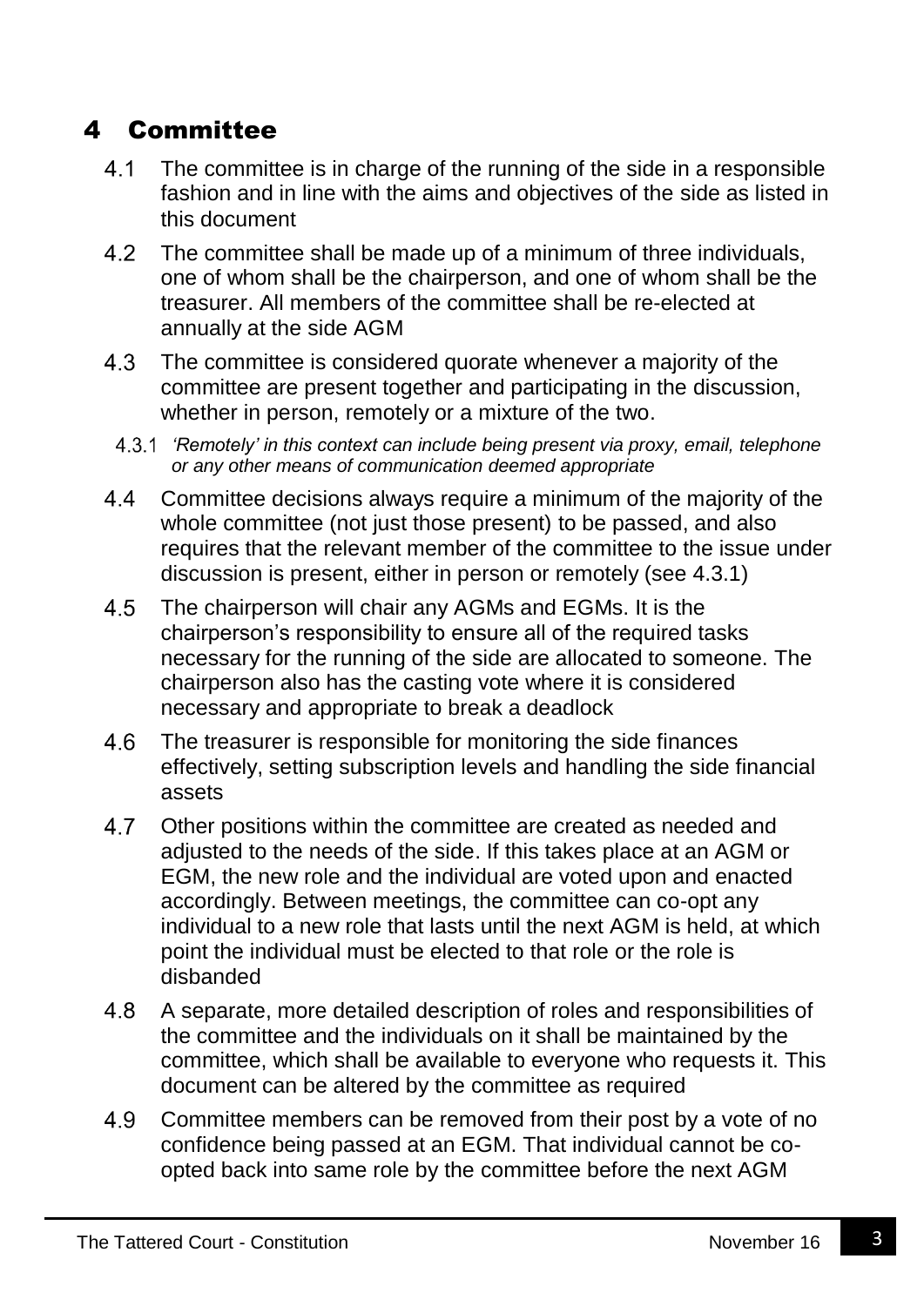# 4 Committee

4.1 The committee is in charge of the running of the side in a responsible fashion and in line with the aims and objectives of the side as listed in this document

4.2 The committee shall be made up of a minimum of three individuals, one of whom shall be the chairperson, and one of whom shall be the treasurer. All members of the committee shall be re-elected at annually at the side AGM

4.3 The committee is considered quorate whenever a majority of the committee are present together and participating in the discussion, whether in person, remotely or a mixture of the two.

4.3.1 *'Remotely' in this context can include being present via proxy, email, telephone or any other means of communication deemed appropriate*

4.4 Committee decisions always require a minimum of the majority of the whole committee (not just those present) to be passed, and also requires that the relevant member of the committee to the issue under discussion is present, either in person or remotely (see 4.3.1)

4.5 The chairperson will chair any AGMs and EGMs. It is the chairperson's responsibility to ensure all of the required tasks necessary for the running of the side are allocated to someone. The chairperson also has the casting vote where it is considered necessary and appropriate to break a deadlock

4.6 The treasurer is responsible for monitoring the side finances effectively, setting subscription levels and handling the side financial assets

4.7 Other positions within the committee are created as needed and adjusted to the needs of the side. If this takes place at an AGM or EGM, the new role and the individual are voted upon and enacted accordingly. Between meetings, the committee can co-opt any individual to a new role that lasts until the next AGM is held, at which point the individual must be elected to that role or the role is disbanded

4.8 A separate, more detailed description of roles and responsibilities of the committee and the individuals on it shall be maintained by the committee, which shall be available to everyone who requests it. This document can be altered by the committee as required

4.9 Committee members can be removed from their post by a vote of no confidence being passed at an EGM. That individual cannot be co-opted back into same role by the committee before the next AGM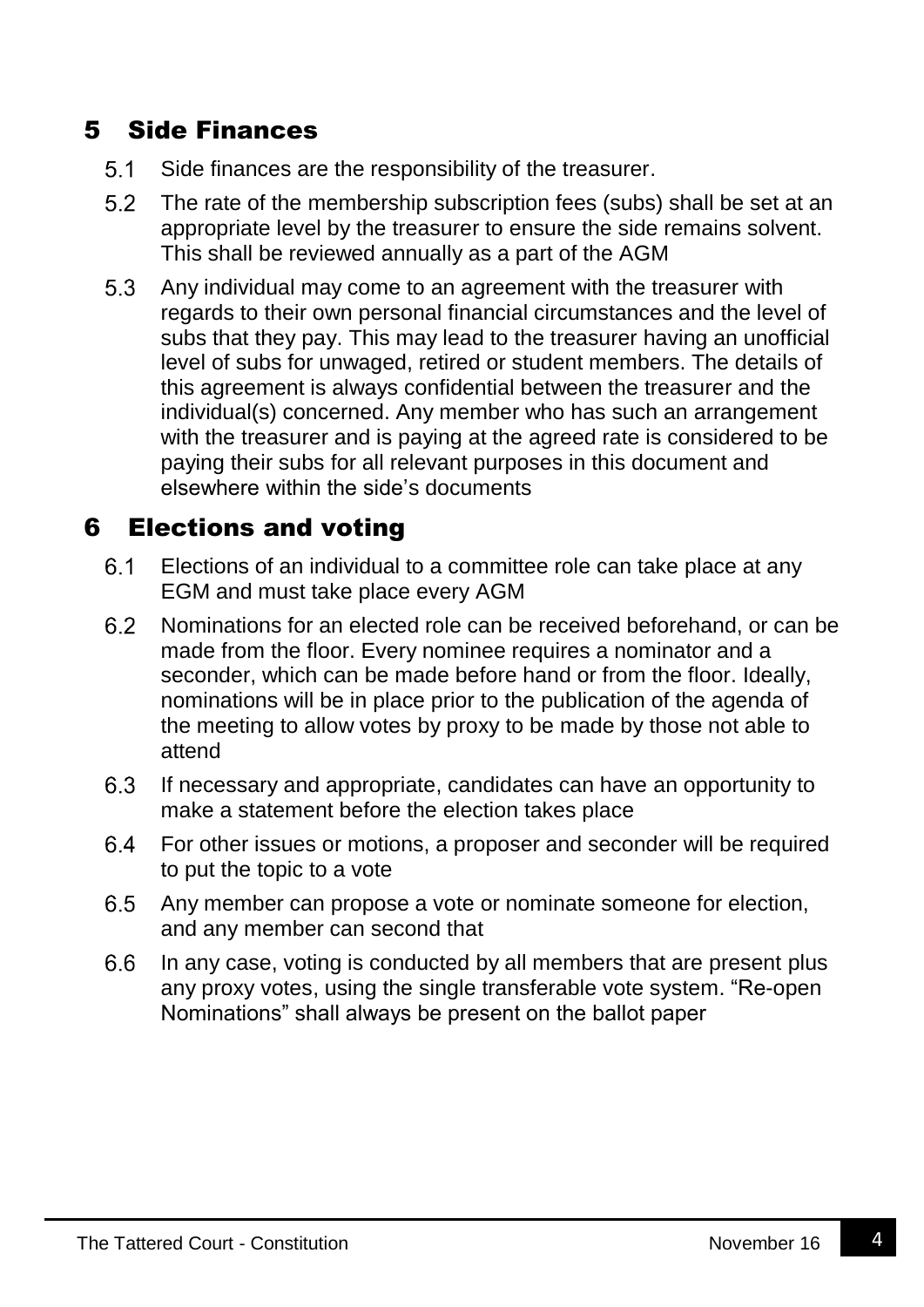## 5 Side Finances

5.1 Side finances are the responsibility of the treasurer.

5.2 The rate of the membership subscription fees (subs) shall be set at an appropriate level by the treasurer to ensure the side remains solvent. This shall be reviewed annually as a part of the AGM

5.3 Any individual may come to an agreement with the treasurer with regards to their own personal financial circumstances and the level of subs that they pay. This may lead to the treasurer having an unofficial level of subs for unwaged, retired or student members. The details of this agreement is always confidential between the treasurer and the individual(s) concerned. Any member who has such an arrangement with the treasurer and is paying at the agreed rate is considered to be paying their subs for all relevant purposes in this document and elsewhere within the side's documents

## 6 Elections and voting

6.1 Elections of an individual to a committee role can take place at any EGM and must take place every AGM

6.2 Nominations for an elected role can be received beforehand, or can be made from the floor. Every nominee requires a nominator and a seconder, which can be made before hand or from the floor. Ideally, nominations will be in place prior to the publication of the agenda of the meeting to allow votes by proxy to be made by those not able to attend

6.3 If necessary and appropriate, candidates can have an opportunity to make a statement before the election takes place

6.4 For other issues or motions, a proposer and seconder will be required to put the topic to a vote

6.5 Any member can propose a vote or nominate someone for election, and any member can second that

6.6 In any case, voting is conducted by all members that are present plus any proxy votes, using the single transferable vote system. "Re-open Nominations" shall always be present on the ballot paper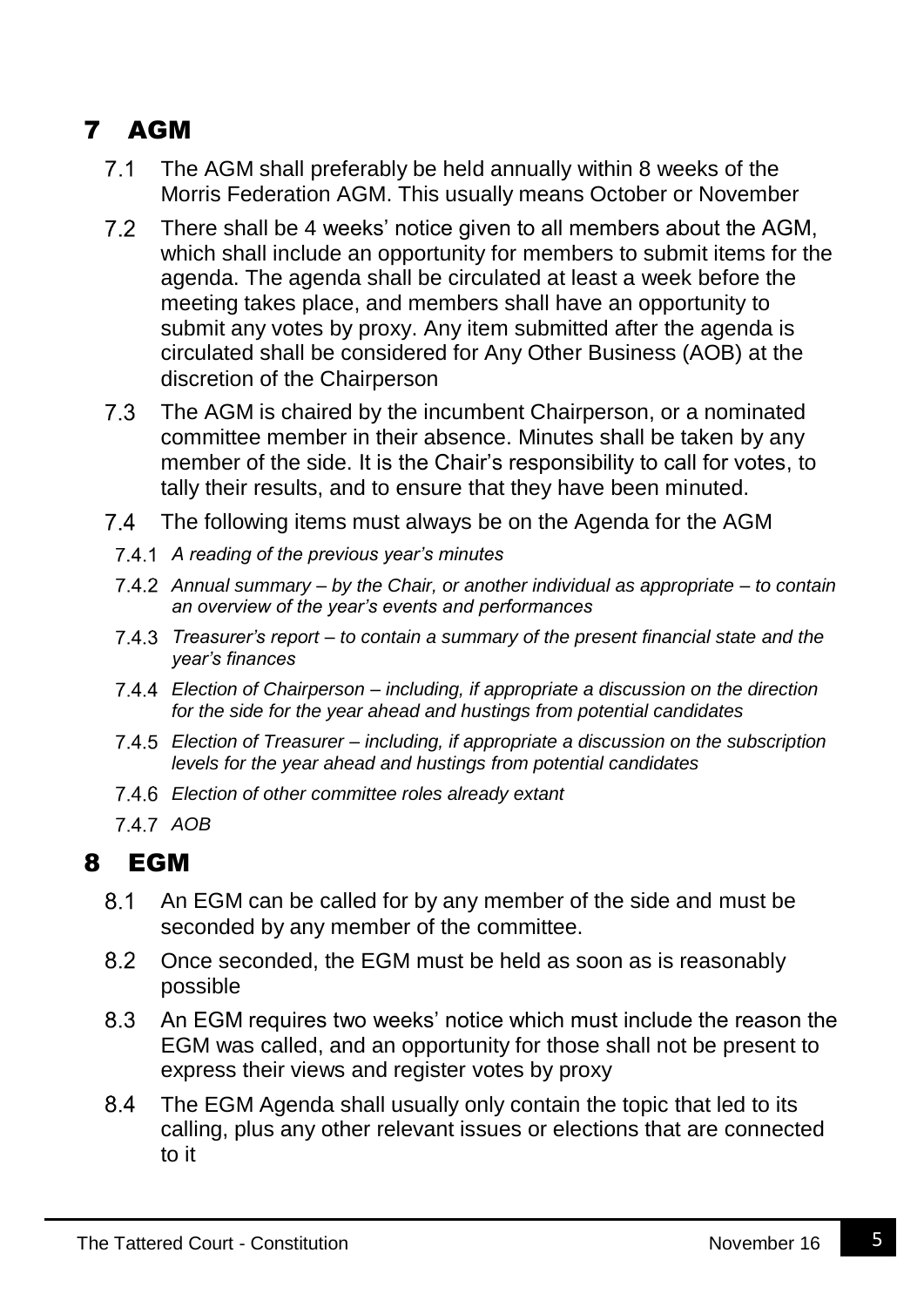# 7 AGM

7.1 The AGM shall preferably be held annually within 8 weeks of the Morris Federation AGM. This usually means October or November

7.2 There shall be 4 weeks' notice given to all members about the AGM, which shall include an opportunity for members to submit items for the agenda. The agenda shall be circulated at least a week before the meeting takes place, and members shall have an opportunity to submit any votes by proxy. Any item submitted after the agenda is circulated shall be considered for Any Other Business (AOB) at the discretion of the Chairperson

7.3 The AGM is chaired by the incumbent Chairperson, or a nominated committee member in their absence. Minutes shall be taken by any member of the side. It is the Chair's responsibility to call for votes, to tally their results, and to ensure that they have been minuted.

7.4 The following items must always be on the Agenda for the AGM

7.4.1 *A reading of the previous year's minutes*

7.4.2 *Annual summary – by the Chair, or another individual as appropriate – to contain an overview of the year's events and performances*

7.4.3 *Treasurer's report – to contain a summary of the present financial state and the year's finances*

7.4.4 *Election of Chairperson – including, if appropriate a discussion on the direction for the side for the year ahead and hustings from potential candidates*

7.4.5 *Election of Treasurer – including, if appropriate a discussion on the subscription levels for the year ahead and hustings from potential candidates*

7.4.6 *Election of other committee roles already extant*

7.4.7 *AOB*

# 8 EGM

8.1 An EGM can be called for by any member of the side and must be seconded by any member of the committee.

8.2 Once seconded, the EGM must be held as soon as is reasonably possible

8.3 An EGM requires two weeks' notice which must include the reason the EGM was called, and an opportunity for those shall not be present to express their views and register votes by proxy

8.4 The EGM Agenda shall usually only contain the topic that led to its calling, plus any other relevant issues or elections that are connected to it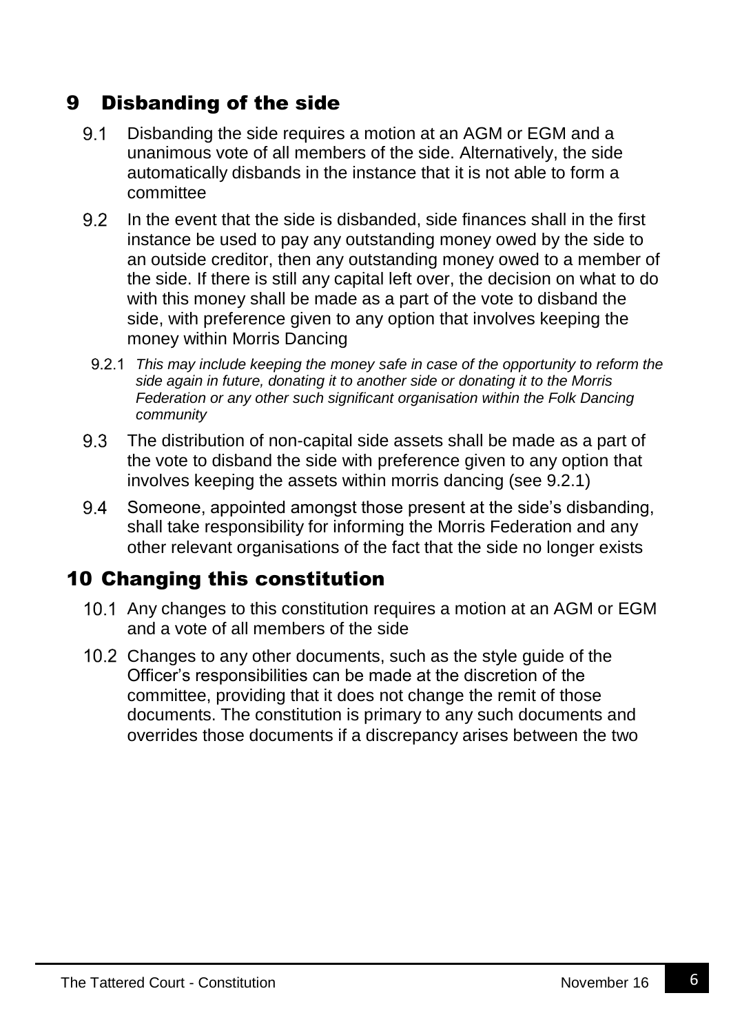## 9 Disbanding of the side

9.1 Disbanding the side requires a motion at an AGM or EGM and a unanimous vote of all members of the side. Alternatively, the side automatically disbands in the instance that it is not able to form a committee

9.2 In the event that the side is disbanded, side finances shall in the first instance be used to pay any outstanding money owed by the side to an outside creditor, then any outstanding money owed to a member of the side. If there is still any capital left over, the decision on what to do with this money shall be made as a part of the vote to disband the side, with preference given to any option that involves keeping the money within Morris Dancing

9.2.1 *This may include keeping the money safe in case of the opportunity to reform the side again in future, donating it to another side or donating it to the Morris Federation or any other such significant organisation within the Folk Dancing community*

9.3 The distribution of non-capital side assets shall be made as a part of the vote to disband the side with preference given to any option that involves keeping the assets within morris dancing (see 9.2.1)

9.4 Someone, appointed amongst those present at the side's disbanding, shall take responsibility for informing the Morris Federation and any other relevant organisations of the fact that the side no longer exists

## 10 Changing this constitution

10.1 Any changes to this constitution requires a motion at an AGM or EGM and a vote of all members of the side

10.2 Changes to any other documents, such as the style guide of the Officer's responsibilities can be made at the discretion of the committee, providing that it does not change the remit of those documents. The constitution is primary to any such documents and overrides those documents if a discrepancy arises between the two